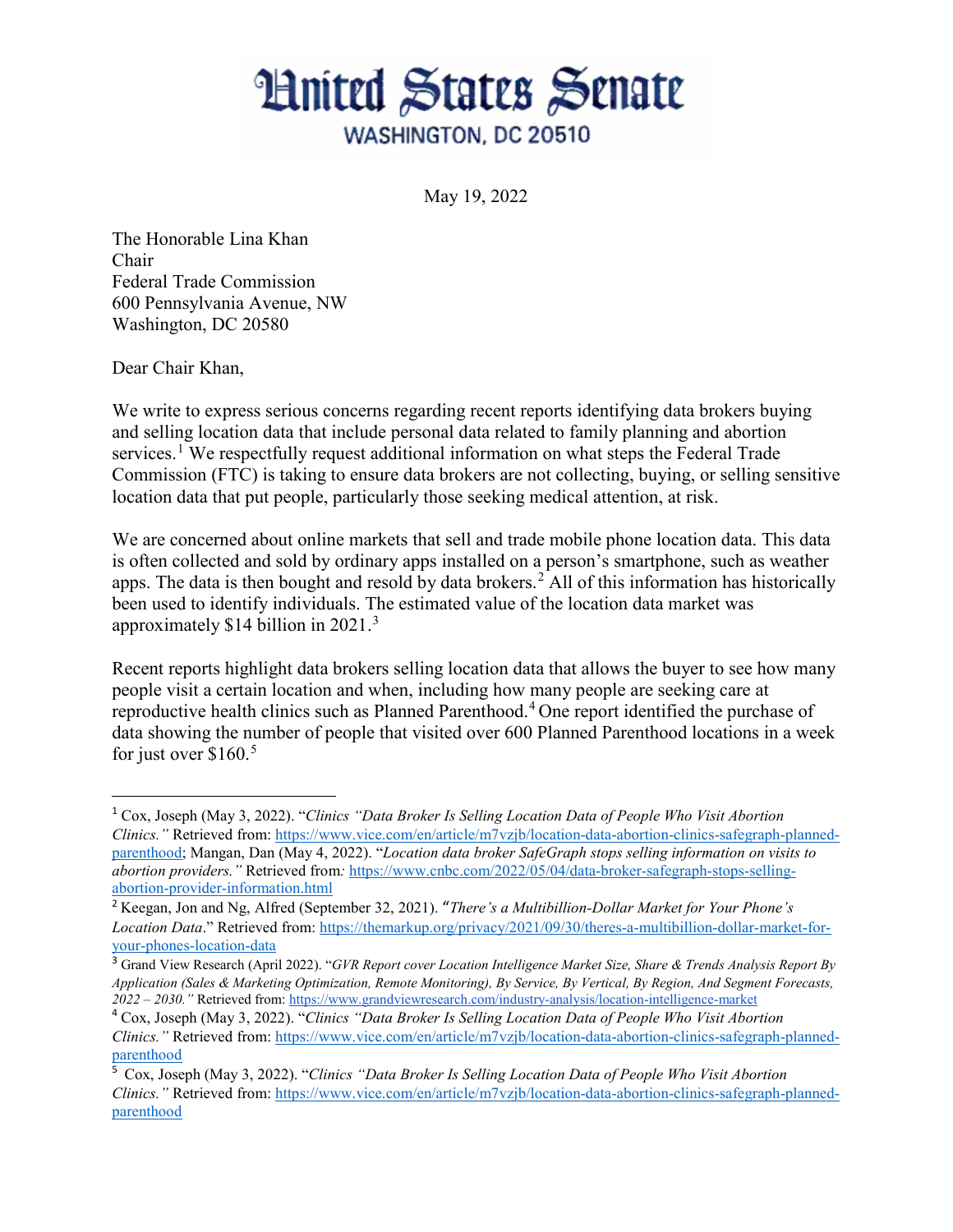# United States Senate

WASHINGTON, DC 20510

May 19, 2022

The Honorable Lina Khan
Chair
Federal Trade Commission
600 Pennsylvania Avenue, NW
Washington, DC 20580

Dear Chair Khan,

We write to express serious concerns regarding recent reports identifying data brokers buying and selling location data that include personal data related to family planning and abortion services.[1] We respectfully request additional information on what steps the Federal Trade Commission (FTC) is taking to ensure data brokers are not collecting, buying, or selling sensitive location data that put people, particularly those seeking medical attention, at risk.

We are concerned about online markets that sell and trade mobile phone location data. This data is often collected and sold by ordinary apps installed on a person's smartphone, such as weather apps. The data is then bought and resold by data brokers.[2] All of this information has historically been used to identify individuals. The estimated value of the location data market was approximately $14 billion in 2021.[3]

Recent reports highlight data brokers selling location data that allows the buyer to see how many people visit a certain location and when, including how many people are seeking care at reproductive health clinics such as Planned Parenthood.[4] One report identified the purchase of data showing the number of people that visited over 600 Planned Parenthood locations in a week for just over $160.[5]

---

[1] Cox, Joseph (May 3, 2022). "*Clinics "Data Broker Is Selling Location Data of People Who Visit Abortion Clinics."* Retrieved from: https://www.vice.com/en/article/m7vzjb/location-data-abortion-clinics-safegraph-planned-parenthood; Mangan, Dan (May 4, 2022). "*Location data broker SafeGraph stops selling information on visits to abortion providers."* Retrieved from*:* https://www.cnbc.com/2022/05/04/data-broker-safegraph-stops-selling-abortion-provider-information.html

[2] Keegan, Jon and Ng, Alfred (September 32, 2021). "*There's a Multibillion-Dollar Market for Your Phone's Location Data*." Retrieved from: https://themarkup.org/privacy/2021/09/30/theres-a-multibillion-dollar-market-for-your-phones-location-data

[3] Grand View Research (April 2022). "*GVR Report cover Location Intelligence Market Size, Share & Trends Analysis Report By Application (Sales & Marketing Optimization, Remote Monitoring), By Service, By Vertical, By Region, And Segment Forecasts, 2022 – 2030."* Retrieved from: https://www.grandviewresearch.com/industry-analysis/location-intelligence-market

[4] Cox, Joseph (May 3, 2022). "*Clinics "Data Broker Is Selling Location Data of People Who Visit Abortion Clinics."* Retrieved from: https://www.vice.com/en/article/m7vzjb/location-data-abortion-clinics-safegraph-planned-parenthood

[5] Cox, Joseph (May 3, 2022). "*Clinics "Data Broker Is Selling Location Data of People Who Visit Abortion Clinics."* Retrieved from: https://www.vice.com/en/article/m7vzjb/location-data-abortion-clinics-safegraph-planned-parenthood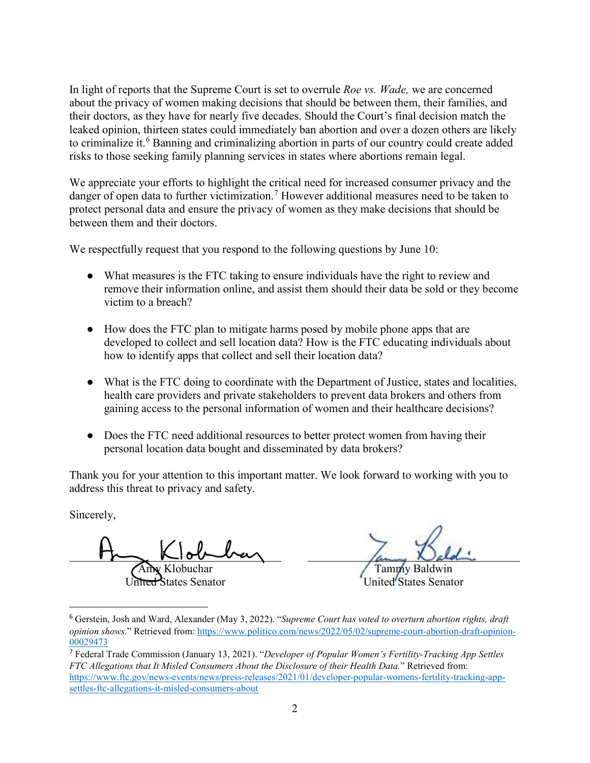In light of reports that the Supreme Court is set to overrule *Roe vs. Wade,* we are concerned about the privacy of women making decisions that should be between them, their families, and their doctors, as they have for nearly five decades. Should the Court's final decision match the leaked opinion, thirteen states could immediately ban abortion and over a dozen others are likely to criminalize it.[6] Banning and criminalizing abortion in parts of our country could create added risks to those seeking family planning services in states where abortions remain legal.

We appreciate your efforts to highlight the critical need for increased consumer privacy and the danger of open data to further victimization.[7] However additional measures need to be taken to protect personal data and ensure the privacy of women as they make decisions that should be between them and their doctors.

We respectfully request that you respond to the following questions by June 10:

- What measures is the FTC taking to ensure individuals have the right to review and remove their information online, and assist them should their data be sold or they become victim to a breach?

- How does the FTC plan to mitigate harms posed by mobile phone apps that are developed to collect and sell location data? How is the FTC educating individuals about how to identify apps that collect and sell their location data?

- What is the FTC doing to coordinate with the Department of Justice, states and localities, health care providers and private stakeholders to prevent data brokers and others from gaining access to the personal information of women and their healthcare decisions?

- Does the FTC need additional resources to better protect women from having their personal location data bought and disseminated by data brokers?

Thank you for your attention to this important matter. We look forward to working with you to address this threat to privacy and safety.

Sincerely,

Amy Klobuchar
United States Senator

Tammy Baldwin
United States Senator

---

[6] Gerstein, Josh and Ward, Alexander (May 3, 2022). "*Supreme Court has voted to overturn abortion rights, draft opinion shows.*" Retrieved from: https://www.politico.com/news/2022/05/02/supreme-court-abortion-draft-opinion-00029473

[7] Federal Trade Commission (January 13, 2021). "*Developer of Popular Women's Fertility-Tracking App Settles FTC Allegations that It Misled Consumers About the Disclosure of their Health Data.*" Retrieved from: https://www.ftc.gov/news-events/news/press-releases/2021/01/developer-popular-womens-fertility-tracking-app-settles-ftc-allegations-it-misled-consumers-about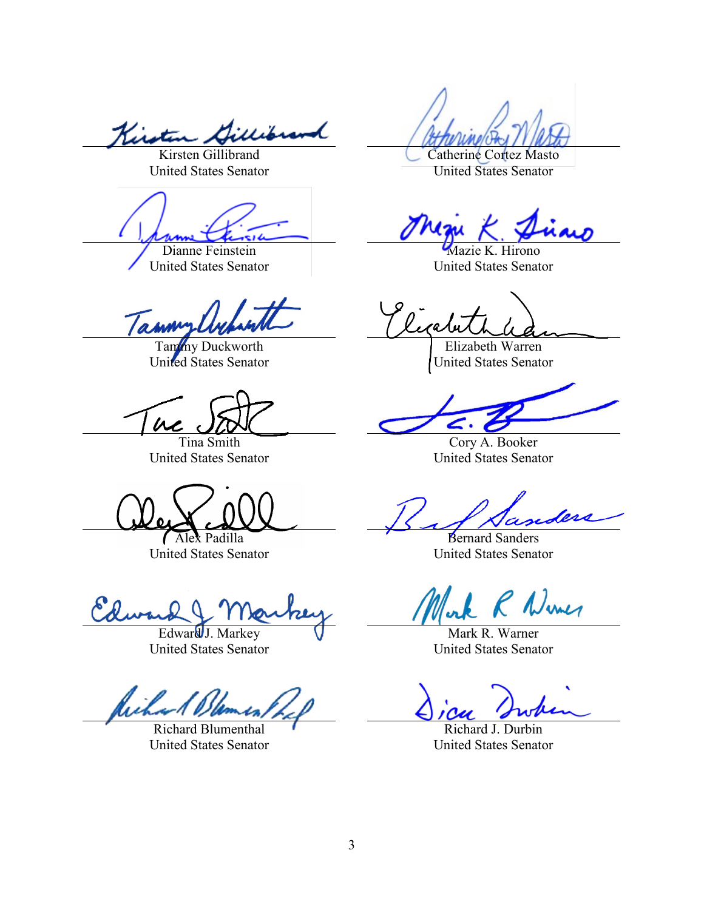Kirsten Gillibrand
United States Senator

Catherine Cortez Masto
United States Senator

Dianne Feinstein
United States Senator

Mazie K. Hirono
United States Senator

Tammy Duckworth
United States Senator

Elizabeth Warren
United States Senator

Tina Smith
United States Senator

Cory A. Booker
United States Senator

Alex Padilla
United States Senator

Bernard Sanders
United States Senator

Edward J. Markey
United States Senator

Mark R. Warner
United States Senator

Richard Blumenthal
United States Senator

Richard J. Durbin
United States Senator